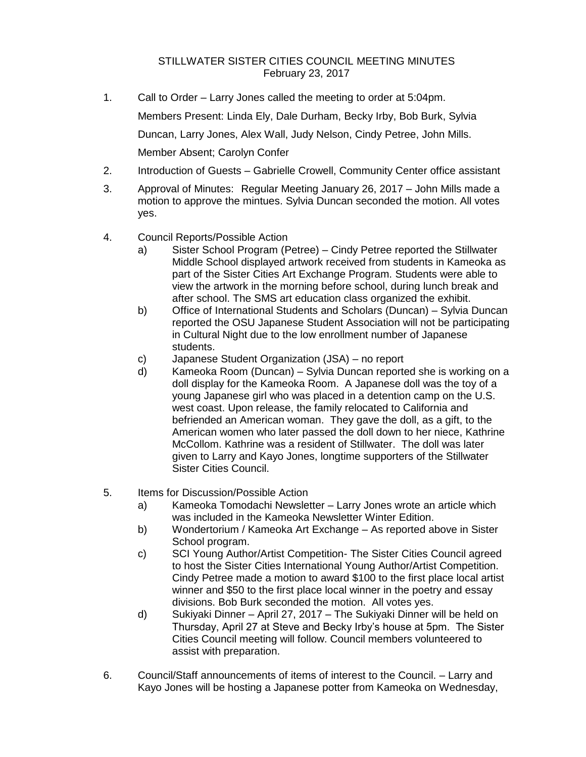STILLWATER SISTER CITIES COUNCIL MEETING MINUTES
February 23, 2017

1. Call to Order – Larry Jones called the meeting to order at 5:04pm.

   Members Present: Linda Ely, Dale Durham, Becky Irby, Bob Burk, Sylvia Duncan, Larry Jones, Alex Wall, Judy Nelson, Cindy Petree, John Mills.

   Member Absent; Carolyn Confer

2. Introduction of Guests – Gabrielle Crowell, Community Center office assistant

3. Approval of Minutes: Regular Meeting January 26, 2017 – John Mills made a motion to approve the mintues. Sylvia Duncan seconded the motion. All votes yes.

4. Council Reports/Possible Action
   a) Sister School Program (Petree) – Cindy Petree reported the Stillwater Middle School displayed artwork received from students in Kameoka as part of the Sister Cities Art Exchange Program. Students were able to view the artwork in the morning before school, during lunch break and after school. The SMS art education class organized the exhibit.
   b) Office of International Students and Scholars (Duncan) – Sylvia Duncan reported the OSU Japanese Student Association will not be participating in Cultural Night due to the low enrollment number of Japanese students.
   c) Japanese Student Organization (JSA) – no report
   d) Kameoka Room (Duncan) – Sylvia Duncan reported she is working on a doll display for the Kameoka Room. A Japanese doll was the toy of a young Japanese girl who was placed in a detention camp on the U.S. west coast. Upon release, the family relocated to California and befriended an American woman. They gave the doll, as a gift, to the American women who later passed the doll down to her niece, Kathrine McCollom. Kathrine was a resident of Stillwater. The doll was later given to Larry and Kayo Jones, longtime supporters of the Stillwater Sister Cities Council.

5. Items for Discussion/Possible Action
   a) Kameoka Tomodachi Newsletter – Larry Jones wrote an article which was included in the Kameoka Newsletter Winter Edition.
   b) Wondertorium / Kameoka Art Exchange – As reported above in Sister School program.
   c) SCI Young Author/Artist Competition- The Sister Cities Council agreed to host the Sister Cities International Young Author/Artist Competition. Cindy Petree made a motion to award $100 to the first place local artist winner and $50 to the first place local winner in the poetry and essay divisions. Bob Burk seconded the motion. All votes yes.
   d) Sukiyaki Dinner – April 27, 2017 – The Sukiyaki Dinner will be held on Thursday, April 27 at Steve and Becky Irby's house at 5pm. The Sister Cities Council meeting will follow. Council members volunteered to assist with preparation.

6. Council/Staff announcements of items of interest to the Council. – Larry and Kayo Jones will be hosting a Japanese potter from Kameoka on Wednesday,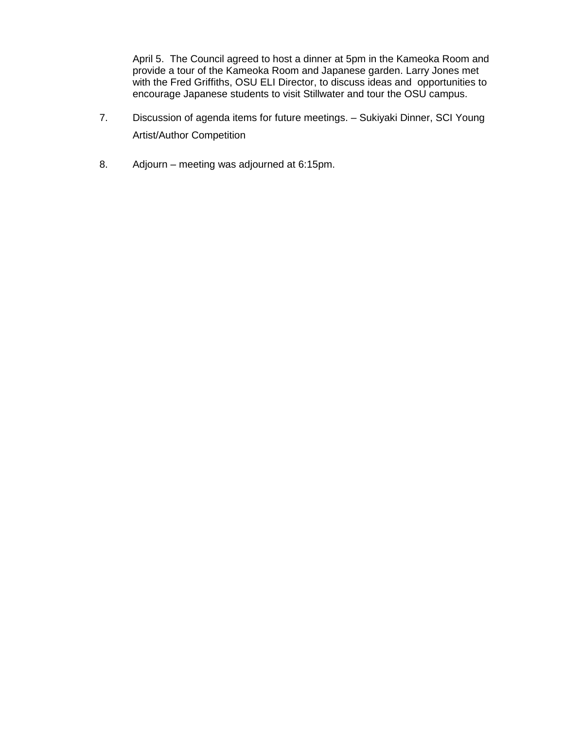April 5. The Council agreed to host a dinner at 5pm in the Kameoka Room and provide a tour of the Kameoka Room and Japanese garden. Larry Jones met with the Fred Griffiths, OSU ELI Director, to discuss ideas and opportunities to encourage Japanese students to visit Stillwater and tour the OSU campus.

7. Discussion of agenda items for future meetings. – Sukiyaki Dinner, SCI Young Artist/Author Competition

8. Adjourn – meeting was adjourned at 6:15pm.